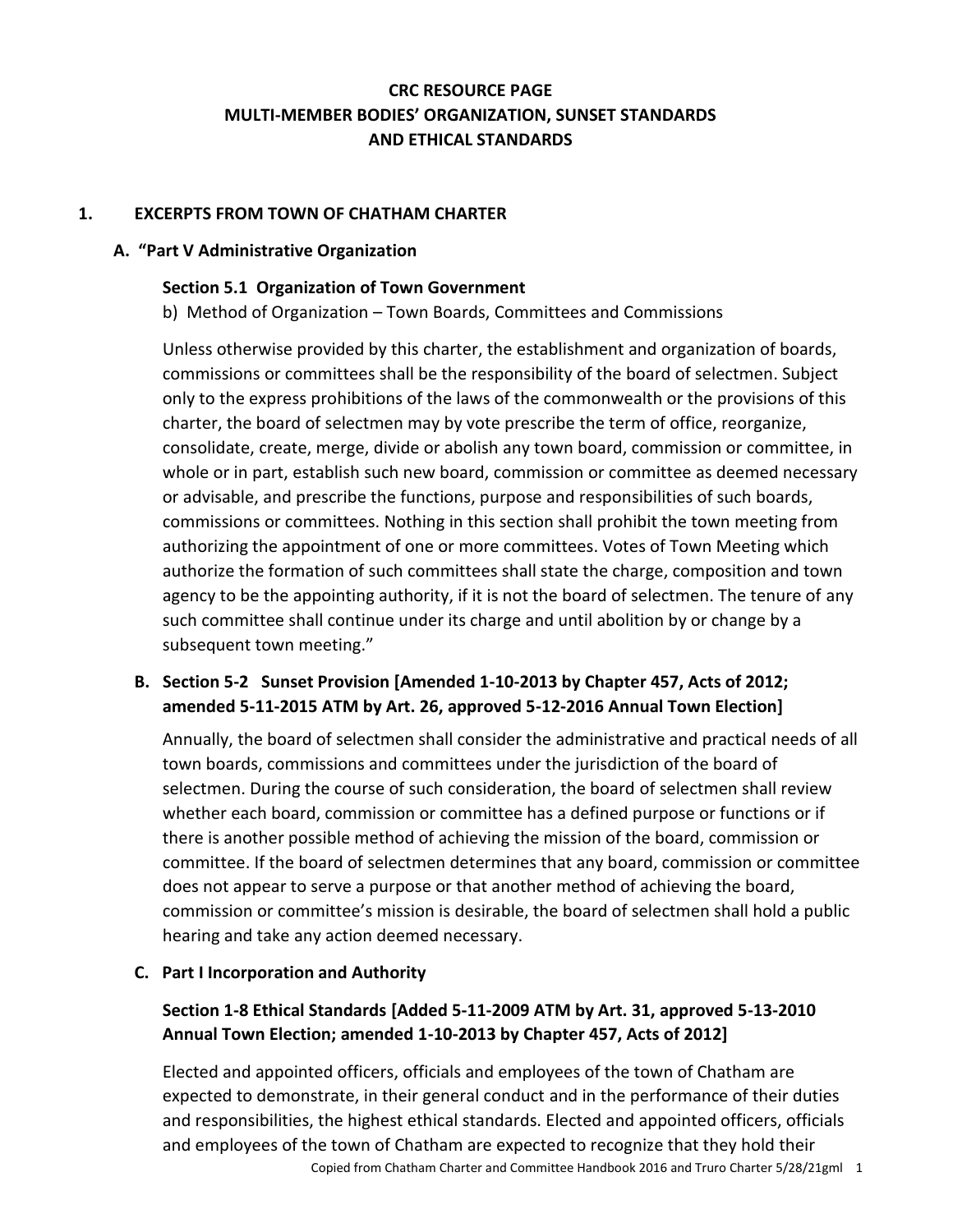# CRC RESOURCE PAGE
# MULTI-MEMBER BODIES' ORGANIZATION, SUNSET STANDARDS AND ETHICAL STANDARDS

## 1. EXCERPTS FROM TOWN OF CHATHAM CHARTER

### A. "Part V Administrative Organization

#### Section 5.1 Organization of Town Government

b) Method of Organization – Town Boards, Committees and Commissions

Unless otherwise provided by this charter, the establishment and organization of boards, commissions or committees shall be the responsibility of the board of selectmen. Subject only to the express prohibitions of the laws of the commonwealth or the provisions of this charter, the board of selectmen may by vote prescribe the term of office, reorganize, consolidate, create, merge, divide or abolish any town board, commission or committee, in whole or in part, establish such new board, commission or committee as deemed necessary or advisable, and prescribe the functions, purpose and responsibilities of such boards, commissions or committees. Nothing in this section shall prohibit the town meeting from authorizing the appointment of one or more committees. Votes of Town Meeting which authorize the formation of such committees shall state the charge, composition and town agency to be the appointing authority, if it is not the board of selectmen. The tenure of any such committee shall continue under its charge and until abolition by or change by a subsequent town meeting."

### B. Section 5-2 Sunset Provision [Amended 1-10-2013 by Chapter 457, Acts of 2012; amended 5-11-2015 ATM by Art. 26, approved 5-12-2016 Annual Town Election]

Annually, the board of selectmen shall consider the administrative and practical needs of all town boards, commissions and committees under the jurisdiction of the board of selectmen. During the course of such consideration, the board of selectmen shall review whether each board, commission or committee has a defined purpose or functions or if there is another possible method of achieving the mission of the board, commission or committee. If the board of selectmen determines that any board, commission or committee does not appear to serve a purpose or that another method of achieving the board, commission or committee's mission is desirable, the board of selectmen shall hold a public hearing and take any action deemed necessary.

### C. Part I Incorporation and Authority

#### Section 1-8 Ethical Standards [Added 5-11-2009 ATM by Art. 31, approved 5-13-2010 Annual Town Election; amended 1-10-2013 by Chapter 457, Acts of 2012]

Elected and appointed officers, officials and employees of the town of Chatham are expected to demonstrate, in their general conduct and in the performance of their duties and responsibilities, the highest ethical standards. Elected and appointed officers, officials and employees of the town of Chatham are expected to recognize that they hold their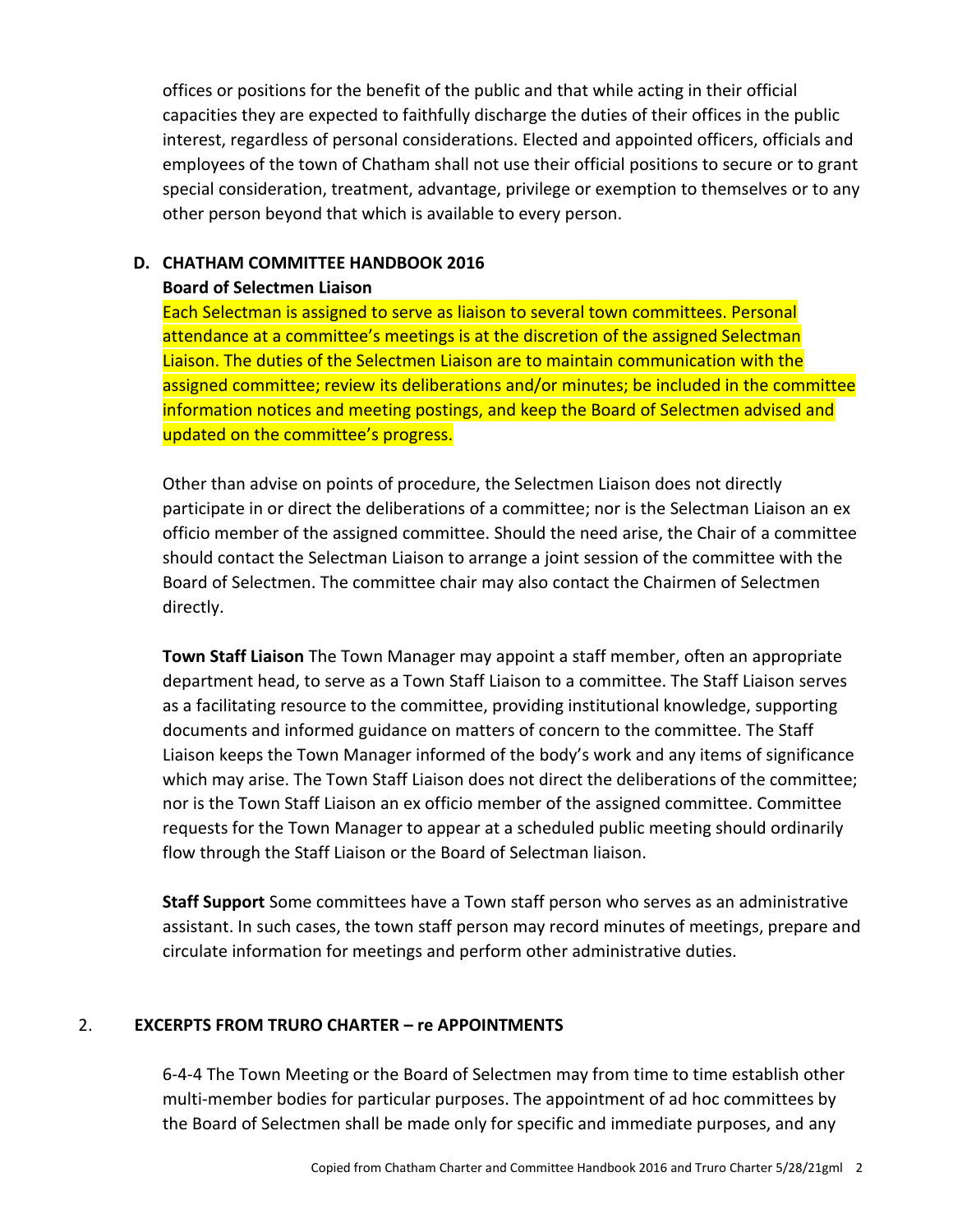offices or positions for the benefit of the public and that while acting in their official capacities they are expected to faithfully discharge the duties of their offices in the public interest, regardless of personal considerations. Elected and appointed officers, officials and employees of the town of Chatham shall not use their official positions to secure or to grant special consideration, treatment, advantage, privilege or exemption to themselves or to any other person beyond that which is available to every person.

**D. CHATHAM COMMITTEE HANDBOOK 2016**

**Board of Selectmen Liaison**

Each Selectman is assigned to serve as liaison to several town committees. Personal attendance at a committee's meetings is at the discretion of the assigned Selectman Liaison. The duties of the Selectmen Liaison are to maintain communication with the assigned committee; review its deliberations and/or minutes; be included in the committee information notices and meeting postings, and keep the Board of Selectmen advised and updated on the committee's progress.

Other than advise on points of procedure, the Selectmen Liaison does not directly participate in or direct the deliberations of a committee; nor is the Selectman Liaison an ex officio member of the assigned committee. Should the need arise, the Chair of a committee should contact the Selectman Liaison to arrange a joint session of the committee with the Board of Selectmen. The committee chair may also contact the Chairmen of Selectmen directly.

**Town Staff Liaison** The Town Manager may appoint a staff member, often an appropriate department head, to serve as a Town Staff Liaison to a committee. The Staff Liaison serves as a facilitating resource to the committee, providing institutional knowledge, supporting documents and informed guidance on matters of concern to the committee. The Staff Liaison keeps the Town Manager informed of the body's work and any items of significance which may arise. The Town Staff Liaison does not direct the deliberations of the committee; nor is the Town Staff Liaison an ex officio member of the assigned committee. Committee requests for the Town Manager to appear at a scheduled public meeting should ordinarily flow through the Staff Liaison or the Board of Selectman liaison.

**Staff Support** Some committees have a Town staff person who serves as an administrative assistant. In such cases, the town staff person may record minutes of meetings, prepare and circulate information for meetings and perform other administrative duties.

## 2. EXCERPTS FROM TRURO CHARTER – re APPOINTMENTS

6-4-4 The Town Meeting or the Board of Selectmen may from time to time establish other multi-member bodies for particular purposes. The appointment of ad hoc committees by the Board of Selectmen shall be made only for specific and immediate purposes, and any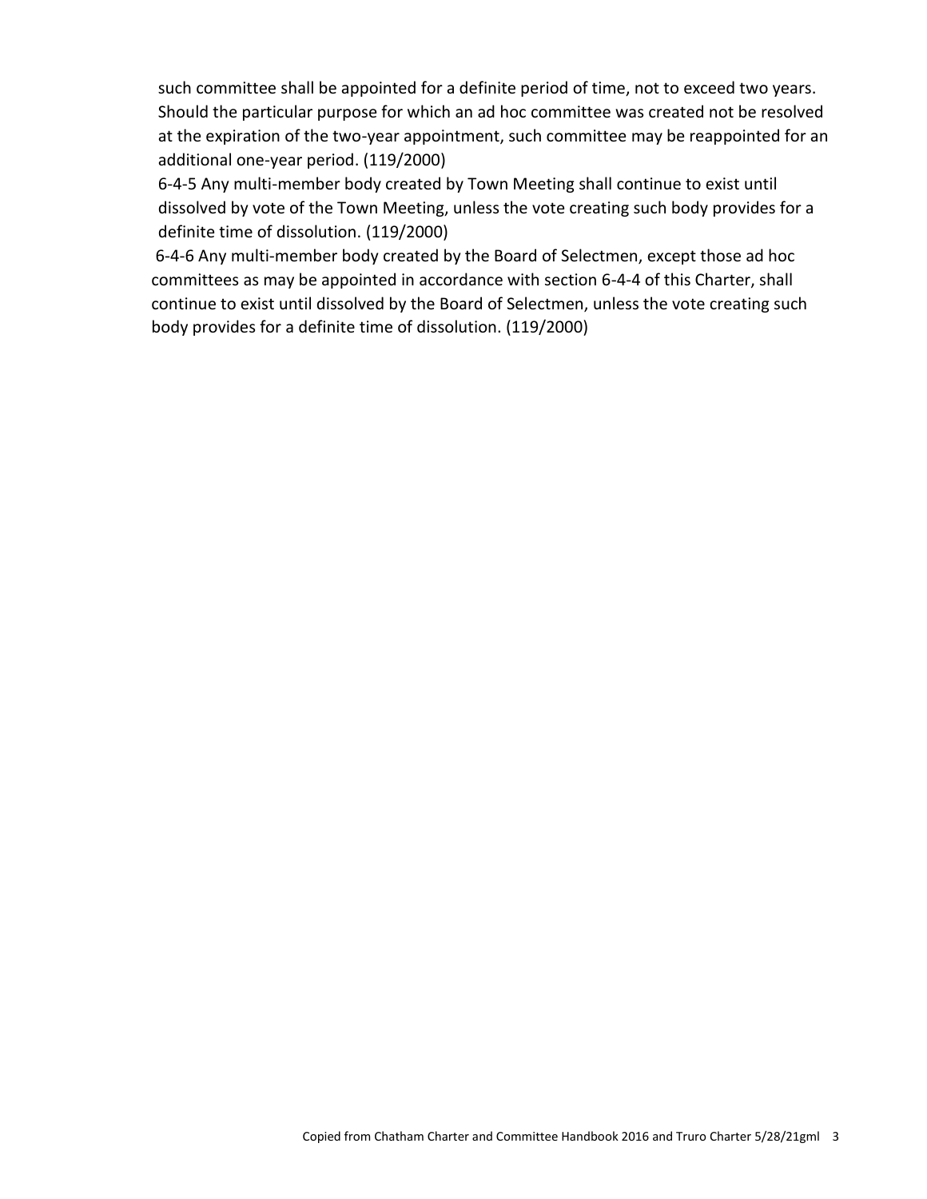such committee shall be appointed for a definite period of time, not to exceed two years. Should the particular purpose for which an ad hoc committee was created not be resolved at the expiration of the two-year appointment, such committee may be reappointed for an additional one-year period. (119/2000)

6-4-5 Any multi-member body created by Town Meeting shall continue to exist until dissolved by vote of the Town Meeting, unless the vote creating such body provides for a definite time of dissolution. (119/2000)

6-4-6 Any multi-member body created by the Board of Selectmen, except those ad hoc committees as may be appointed in accordance with section 6-4-4 of this Charter, shall continue to exist until dissolved by the Board of Selectmen, unless the vote creating such body provides for a definite time of dissolution. (119/2000)

Copied from Chatham Charter and Committee Handbook 2016 and Truro Charter 5/28/21gml